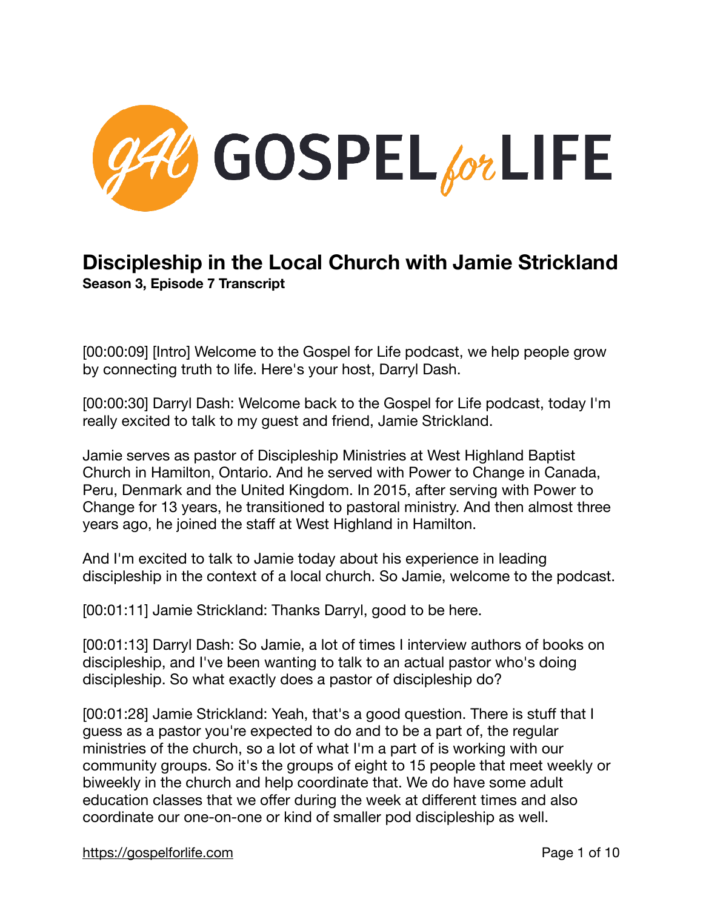# Discipleship in the Local Church with Jamie Strickland

**Season 3, Episode 7 Transcript**

[00:00:09] [Intro] Welcome to the Gospel for Life podcast, we help people grow by connecting truth to life. Here's your host, Darryl Dash.

[00:00:30] Darryl Dash: Welcome back to the Gospel for Life podcast, today I'm really excited to talk to my guest and friend, Jamie Strickland.

Jamie serves as pastor of Discipleship Ministries at West Highland Baptist Church in Hamilton, Ontario. And he served with Power to Change in Canada, Peru, Denmark and the United Kingdom. In 2015, after serving with Power to Change for 13 years, he transitioned to pastoral ministry. And then almost three years ago, he joined the staff at West Highland in Hamilton.

And I'm excited to talk to Jamie today about his experience in leading discipleship in the context of a local church. So Jamie, welcome to the podcast.

[00:01:11] Jamie Strickland: Thanks Darryl, good to be here.

[00:01:13] Darryl Dash: So Jamie, a lot of times I interview authors of books on discipleship, and I've been wanting to talk to an actual pastor who's doing discipleship. So what exactly does a pastor of discipleship do?

[00:01:28] Jamie Strickland: Yeah, that's a good question. There is stuff that I guess as a pastor you're expected to do and to be a part of, the regular ministries of the church, so a lot of what I'm a part of is working with our community groups. So it's the groups of eight to 15 people that meet weekly or biweekly in the church and help coordinate that. We do have some adult education classes that we offer during the week at different times and also coordinate our one-on-one or kind of smaller pod discipleship as well.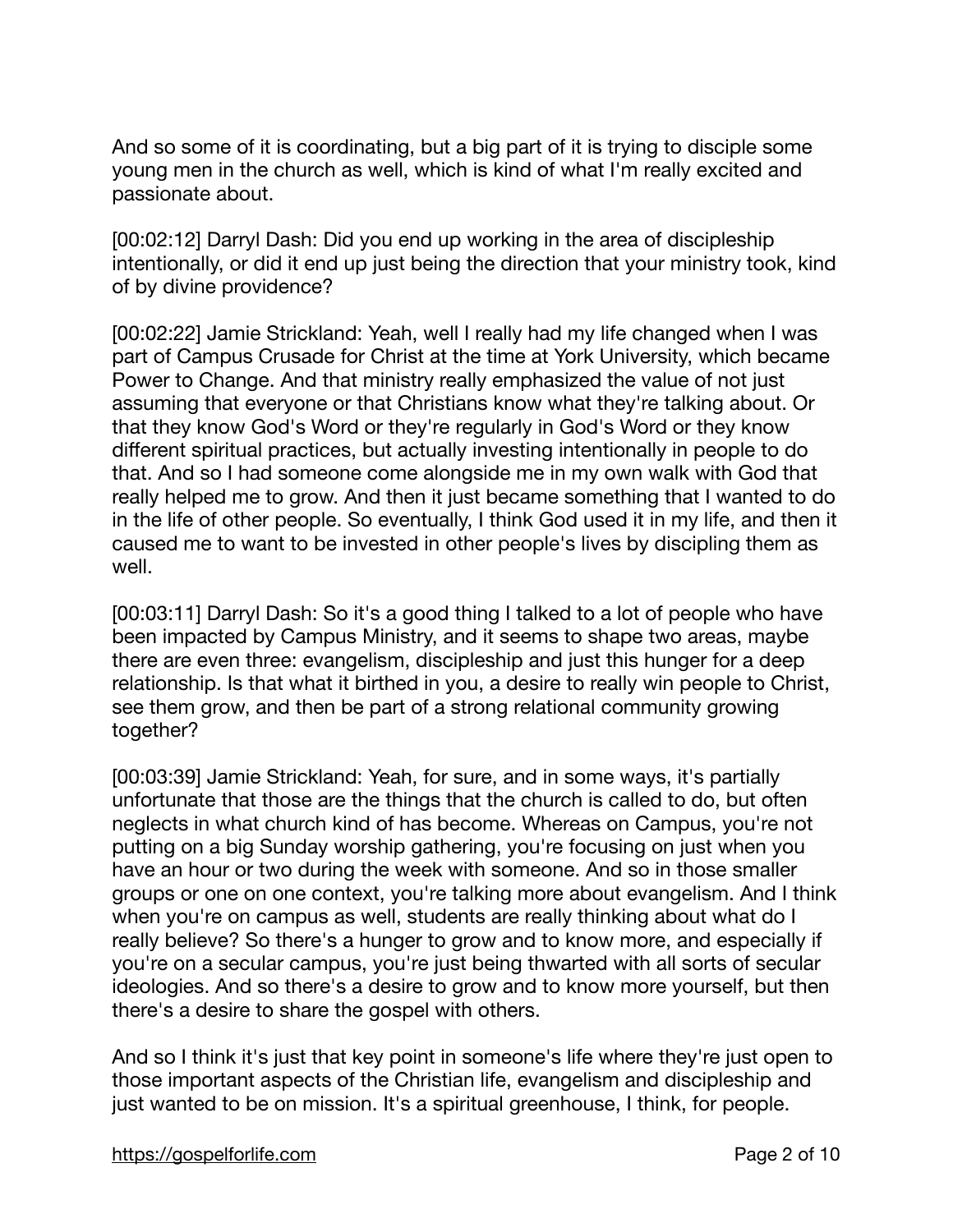And so some of it is coordinating, but a big part of it is trying to disciple some young men in the church as well, which is kind of what I'm really excited and passionate about.

[00:02:12] Darryl Dash: Did you end up working in the area of discipleship intentionally, or did it end up just being the direction that your ministry took, kind of by divine providence?

[00:02:22] Jamie Strickland: Yeah, well I really had my life changed when I was part of Campus Crusade for Christ at the time at York University, which became Power to Change. And that ministry really emphasized the value of not just assuming that everyone or that Christians know what they're talking about. Or that they know God's Word or they're regularly in God's Word or they know different spiritual practices, but actually investing intentionally in people to do that. And so I had someone come alongside me in my own walk with God that really helped me to grow. And then it just became something that I wanted to do in the life of other people. So eventually, I think God used it in my life, and then it caused me to want to be invested in other people's lives by discipling them as well.

[00:03:11] Darryl Dash: So it's a good thing I talked to a lot of people who have been impacted by Campus Ministry, and it seems to shape two areas, maybe there are even three: evangelism, discipleship and just this hunger for a deep relationship. Is that what it birthed in you, a desire to really win people to Christ, see them grow, and then be part of a strong relational community growing together?

[00:03:39] Jamie Strickland: Yeah, for sure, and in some ways, it's partially unfortunate that those are the things that the church is called to do, but often neglects in what church kind of has become. Whereas on Campus, you're not putting on a big Sunday worship gathering, you're focusing on just when you have an hour or two during the week with someone. And so in those smaller groups or one on one context, you're talking more about evangelism. And I think when you're on campus as well, students are really thinking about what do I really believe? So there's a hunger to grow and to know more, and especially if you're on a secular campus, you're just being thwarted with all sorts of secular ideologies. And so there's a desire to grow and to know more yourself, but then there's a desire to share the gospel with others.

And so I think it's just that key point in someone's life where they're just open to those important aspects of the Christian life, evangelism and discipleship and just wanted to be on mission. It's a spiritual greenhouse, I think, for people.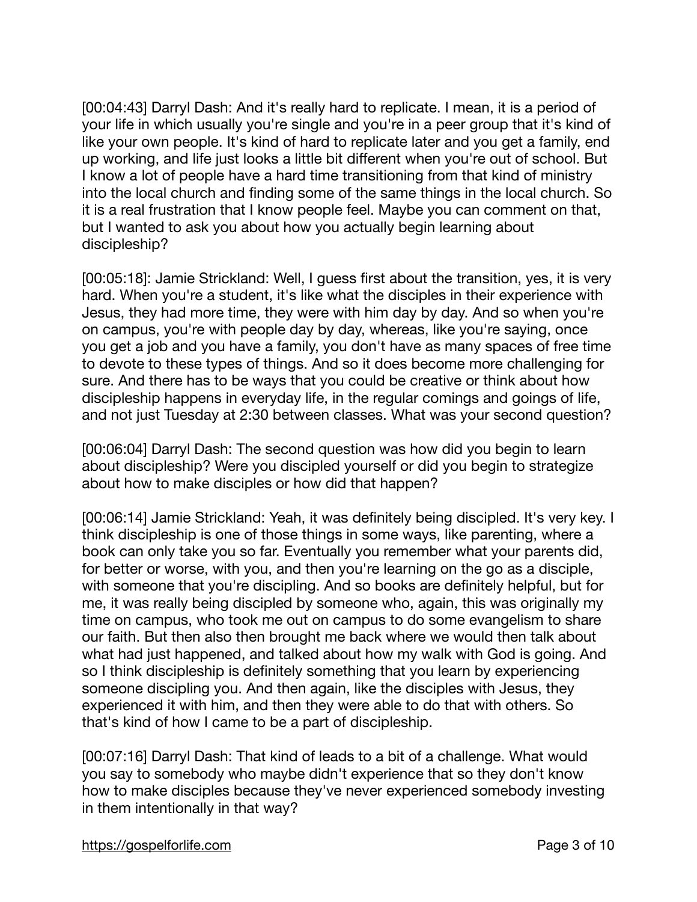[00:04:43] Darryl Dash: And it's really hard to replicate. I mean, it is a period of your life in which usually you're single and you're in a peer group that it's kind of like your own people. It's kind of hard to replicate later and you get a family, end up working, and life just looks a little bit different when you're out of school. But I know a lot of people have a hard time transitioning from that kind of ministry into the local church and finding some of the same things in the local church. So it is a real frustration that I know people feel. Maybe you can comment on that, but I wanted to ask you about how you actually begin learning about discipleship?

[00:05:18]: Jamie Strickland: Well, I guess first about the transition, yes, it is very hard. When you're a student, it's like what the disciples in their experience with Jesus, they had more time, they were with him day by day. And so when you're on campus, you're with people day by day, whereas, like you're saying, once you get a job and you have a family, you don't have as many spaces of free time to devote to these types of things. And so it does become more challenging for sure. And there has to be ways that you could be creative or think about how discipleship happens in everyday life, in the regular comings and goings of life, and not just Tuesday at 2:30 between classes. What was your second question?

[00:06:04] Darryl Dash: The second question was how did you begin to learn about discipleship? Were you discipled yourself or did you begin to strategize about how to make disciples or how did that happen?

[00:06:14] Jamie Strickland: Yeah, it was definitely being discipled. It's very key. I think discipleship is one of those things in some ways, like parenting, where a book can only take you so far. Eventually you remember what your parents did, for better or worse, with you, and then you're learning on the go as a disciple, with someone that you're discipling. And so books are definitely helpful, but for me, it was really being discipled by someone who, again, this was originally my time on campus, who took me out on campus to do some evangelism to share our faith. But then also then brought me back where we would then talk about what had just happened, and talked about how my walk with God is going. And so I think discipleship is definitely something that you learn by experiencing someone discipling you. And then again, like the disciples with Jesus, they experienced it with him, and then they were able to do that with others. So that's kind of how I came to be a part of discipleship.

[00:07:16] Darryl Dash: That kind of leads to a bit of a challenge. What would you say to somebody who maybe didn't experience that so they don't know how to make disciples because they've never experienced somebody investing in them intentionally in that way?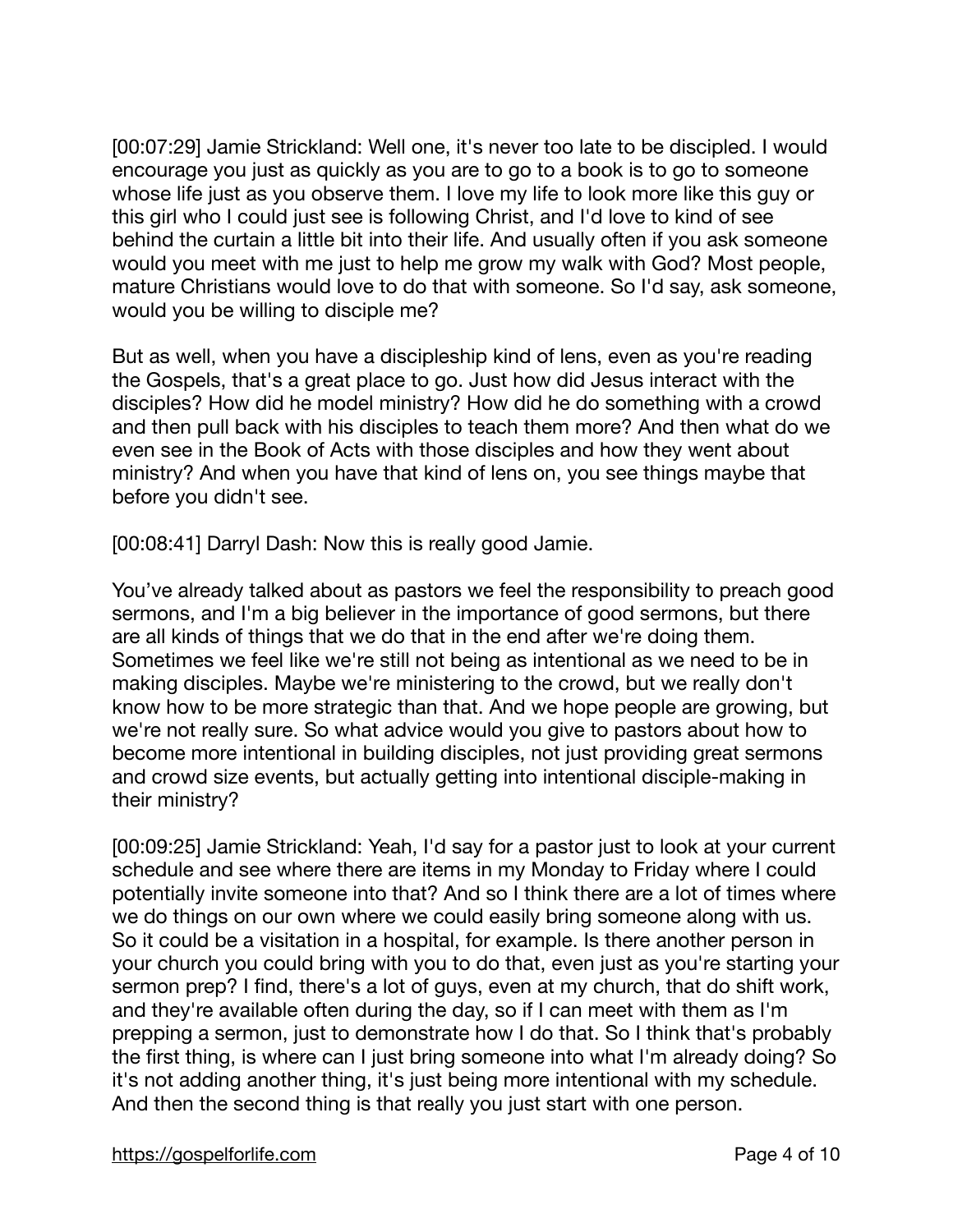[00:07:29] Jamie Strickland: Well one, it's never too late to be discipled. I would encourage you just as quickly as you are to go to a book is to go to someone whose life just as you observe them. I love my life to look more like this guy or this girl who I could just see is following Christ, and I'd love to kind of see behind the curtain a little bit into their life. And usually often if you ask someone would you meet with me just to help me grow my walk with God? Most people, mature Christians would love to do that with someone. So I'd say, ask someone, would you be willing to disciple me?

But as well, when you have a discipleship kind of lens, even as you're reading the Gospels, that's a great place to go. Just how did Jesus interact with the disciples? How did he model ministry? How did he do something with a crowd and then pull back with his disciples to teach them more? And then what do we even see in the Book of Acts with those disciples and how they went about ministry? And when you have that kind of lens on, you see things maybe that before you didn't see.

[00:08:41] Darryl Dash: Now this is really good Jamie.

You've already talked about as pastors we feel the responsibility to preach good sermons, and I'm a big believer in the importance of good sermons, but there are all kinds of things that we do that in the end after we're doing them. Sometimes we feel like we're still not being as intentional as we need to be in making disciples. Maybe we're ministering to the crowd, but we really don't know how to be more strategic than that. And we hope people are growing, but we're not really sure. So what advice would you give to pastors about how to become more intentional in building disciples, not just providing great sermons and crowd size events, but actually getting into intentional disciple-making in their ministry?

[00:09:25] Jamie Strickland: Yeah, I'd say for a pastor just to look at your current schedule and see where there are items in my Monday to Friday where I could potentially invite someone into that? And so I think there are a lot of times where we do things on our own where we could easily bring someone along with us. So it could be a visitation in a hospital, for example. Is there another person in your church you could bring with you to do that, even just as you're starting your sermon prep? I find, there's a lot of guys, even at my church, that do shift work, and they're available often during the day, so if I can meet with them as I'm prepping a sermon, just to demonstrate how I do that. So I think that's probably the first thing, is where can I just bring someone into what I'm already doing? So it's not adding another thing, it's just being more intentional with my schedule. And then the second thing is that really you just start with one person.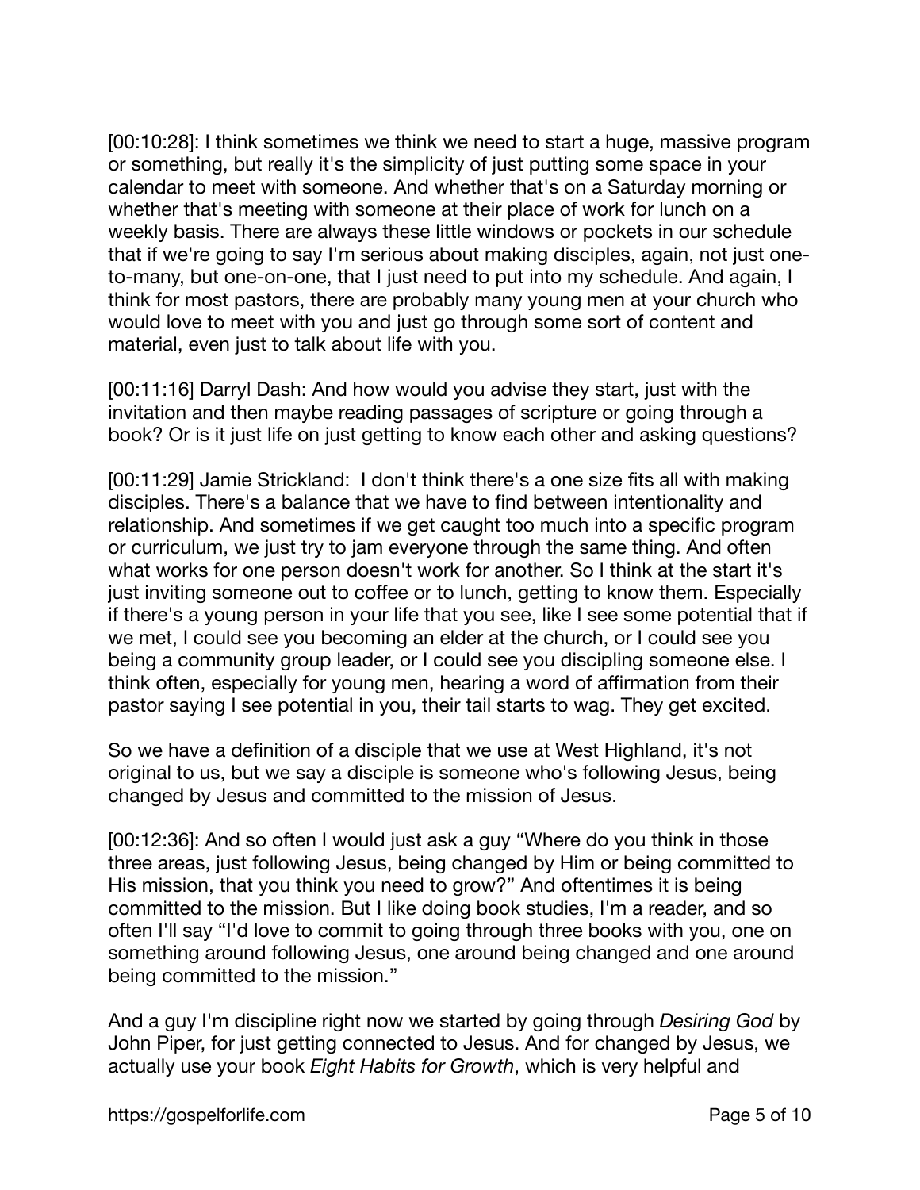[00:10:28]: I think sometimes we think we need to start a huge, massive program or something, but really it's the simplicity of just putting some space in your calendar to meet with someone. And whether that's on a Saturday morning or whether that's meeting with someone at their place of work for lunch on a weekly basis. There are always these little windows or pockets in our schedule that if we're going to say I'm serious about making disciples, again, not just one-to-many, but one-on-one, that I just need to put into my schedule. And again, I think for most pastors, there are probably many young men at your church who would love to meet with you and just go through some sort of content and material, even just to talk about life with you.

[00:11:16] Darryl Dash: And how would you advise they start, just with the invitation and then maybe reading passages of scripture or going through a book? Or is it just life on just getting to know each other and asking questions?

[00:11:29] Jamie Strickland: I don't think there's a one size fits all with making disciples. There's a balance that we have to find between intentionality and relationship. And sometimes if we get caught too much into a specific program or curriculum, we just try to jam everyone through the same thing. And often what works for one person doesn't work for another. So I think at the start it's just inviting someone out to coffee or to lunch, getting to know them. Especially if there's a young person in your life that you see, like I see some potential that if we met, I could see you becoming an elder at the church, or I could see you being a community group leader, or I could see you discipling someone else. I think often, especially for young men, hearing a word of affirmation from their pastor saying I see potential in you, their tail starts to wag. They get excited.

So we have a definition of a disciple that we use at West Highland, it's not original to us, but we say a disciple is someone who's following Jesus, being changed by Jesus and committed to the mission of Jesus.

[00:12:36]: And so often I would just ask a guy "Where do you think in those three areas, just following Jesus, being changed by Him or being committed to His mission, that you think you need to grow?" And oftentimes it is being committed to the mission. But I like doing book studies, I'm a reader, and so often I'll say "I'd love to commit to going through three books with you, one on something around following Jesus, one around being changed and one around being committed to the mission."

And a guy I'm discipline right now we started by going through *Desiring God* by John Piper, for just getting connected to Jesus. And for changed by Jesus, we actually use your book *Eight Habits for Growth*, which is very helpful and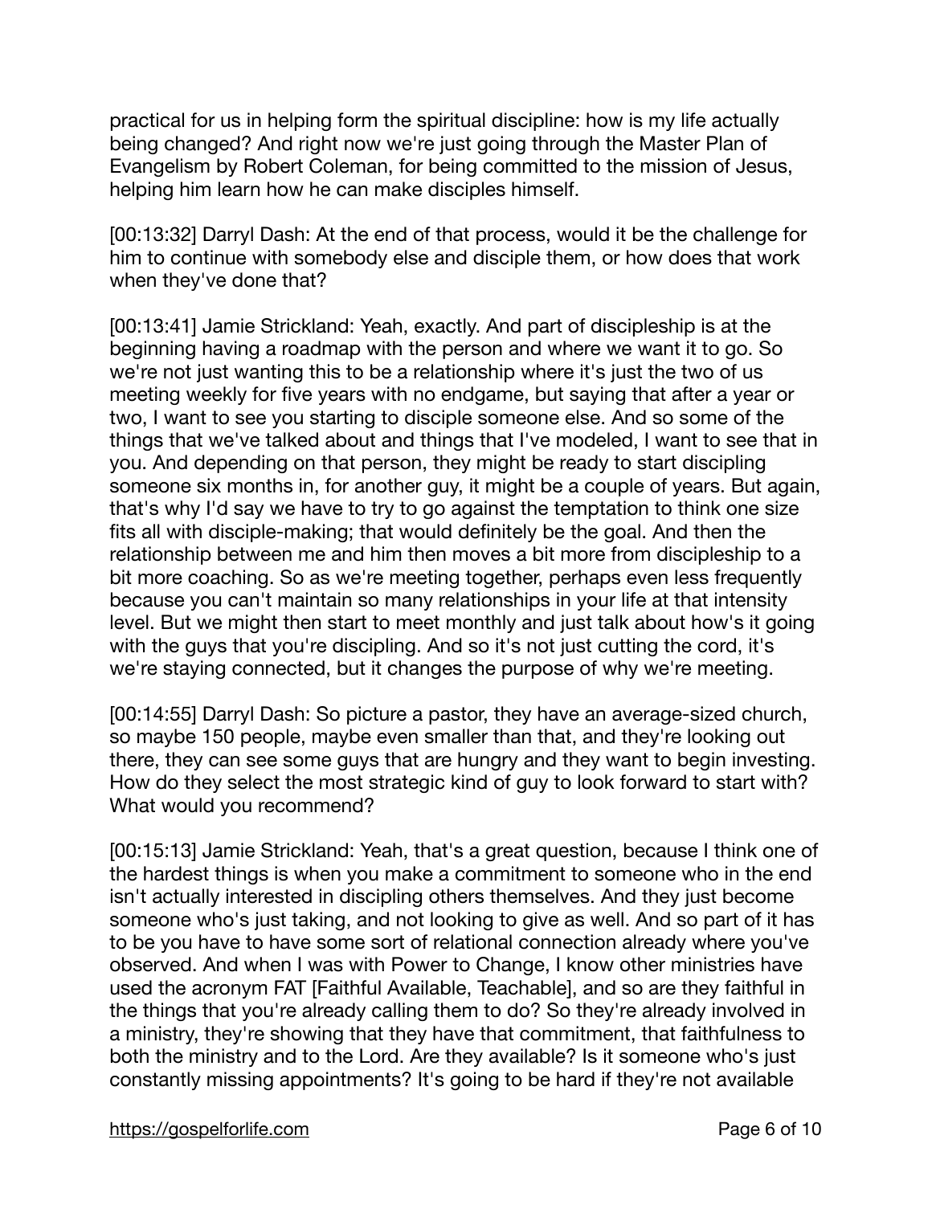practical for us in helping form the spiritual discipline: how is my life actually being changed? And right now we're just going through the Master Plan of Evangelism by Robert Coleman, for being committed to the mission of Jesus, helping him learn how he can make disciples himself.

[00:13:32] Darryl Dash: At the end of that process, would it be the challenge for him to continue with somebody else and disciple them, or how does that work when they've done that?

[00:13:41] Jamie Strickland: Yeah, exactly. And part of discipleship is at the beginning having a roadmap with the person and where we want it to go. So we're not just wanting this to be a relationship where it's just the two of us meeting weekly for five years with no endgame, but saying that after a year or two, I want to see you starting to disciple someone else. And so some of the things that we've talked about and things that I've modeled, I want to see that in you. And depending on that person, they might be ready to start discipling someone six months in, for another guy, it might be a couple of years. But again, that's why I'd say we have to try to go against the temptation to think one size fits all with disciple-making; that would definitely be the goal. And then the relationship between me and him then moves a bit more from discipleship to a bit more coaching. So as we're meeting together, perhaps even less frequently because you can't maintain so many relationships in your life at that intensity level. But we might then start to meet monthly and just talk about how's it going with the guys that you're discipling. And so it's not just cutting the cord, it's we're staying connected, but it changes the purpose of why we're meeting.

[00:14:55] Darryl Dash: So picture a pastor, they have an average-sized church, so maybe 150 people, maybe even smaller than that, and they're looking out there, they can see some guys that are hungry and they want to begin investing. How do they select the most strategic kind of guy to look forward to start with? What would you recommend?

[00:15:13] Jamie Strickland: Yeah, that's a great question, because I think one of the hardest things is when you make a commitment to someone who in the end isn't actually interested in discipling others themselves. And they just become someone who's just taking, and not looking to give as well. And so part of it has to be you have to have some sort of relational connection already where you've observed. And when I was with Power to Change, I know other ministries have used the acronym FAT [Faithful Available, Teachable], and so are they faithful in the things that you're already calling them to do? So they're already involved in a ministry, they're showing that they have that commitment, that faithfulness to both the ministry and to the Lord. Are they available? Is it someone who's just constantly missing appointments? It's going to be hard if they're not available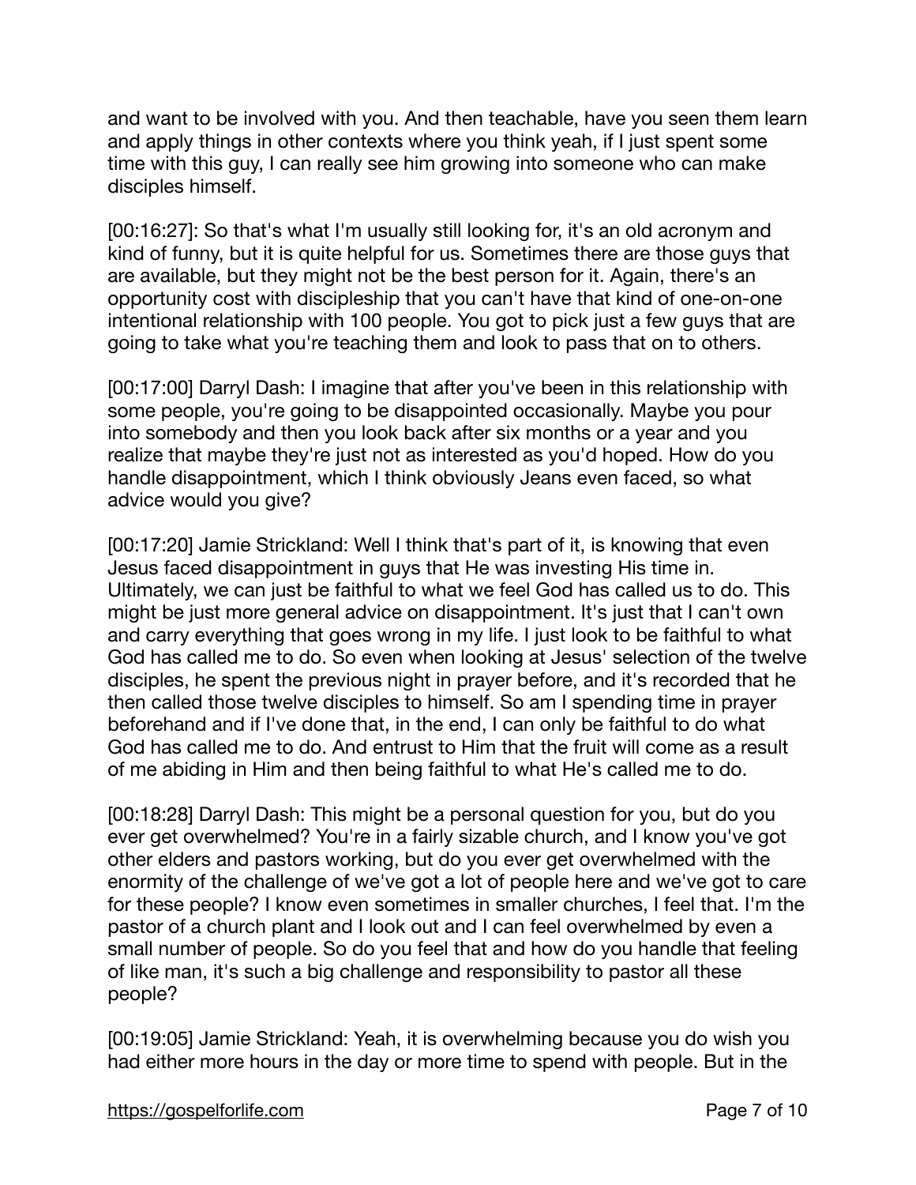and want to be involved with you. And then teachable, have you seen them learn and apply things in other contexts where you think yeah, if I just spent some time with this guy, I can really see him growing into someone who can make disciples himself.

[00:16:27]: So that's what I'm usually still looking for, it's an old acronym and kind of funny, but it is quite helpful for us. Sometimes there are those guys that are available, but they might not be the best person for it. Again, there's an opportunity cost with discipleship that you can't have that kind of one-on-one intentional relationship with 100 people. You got to pick just a few guys that are going to take what you're teaching them and look to pass that on to others.

[00:17:00] Darryl Dash: I imagine that after you've been in this relationship with some people, you're going to be disappointed occasionally. Maybe you pour into somebody and then you look back after six months or a year and you realize that maybe they're just not as interested as you'd hoped. How do you handle disappointment, which I think obviously Jeans even faced, so what advice would you give?

[00:17:20] Jamie Strickland: Well I think that's part of it, is knowing that even Jesus faced disappointment in guys that He was investing His time in. Ultimately, we can just be faithful to what we feel God has called us to do. This might be just more general advice on disappointment. It's just that I can't own and carry everything that goes wrong in my life. I just look to be faithful to what God has called me to do. So even when looking at Jesus' selection of the twelve disciples, he spent the previous night in prayer before, and it's recorded that he then called those twelve disciples to himself. So am I spending time in prayer beforehand and if I've done that, in the end, I can only be faithful to do what God has called me to do. And entrust to Him that the fruit will come as a result of me abiding in Him and then being faithful to what He's called me to do.

[00:18:28] Darryl Dash: This might be a personal question for you, but do you ever get overwhelmed? You're in a fairly sizable church, and I know you've got other elders and pastors working, but do you ever get overwhelmed with the enormity of the challenge of we've got a lot of people here and we've got to care for these people? I know even sometimes in smaller churches, I feel that. I'm the pastor of a church plant and I look out and I can feel overwhelmed by even a small number of people. So do you feel that and how do you handle that feeling of like man, it's such a big challenge and responsibility to pastor all these people?

[00:19:05] Jamie Strickland: Yeah, it is overwhelming because you do wish you had either more hours in the day or more time to spend with people. But in the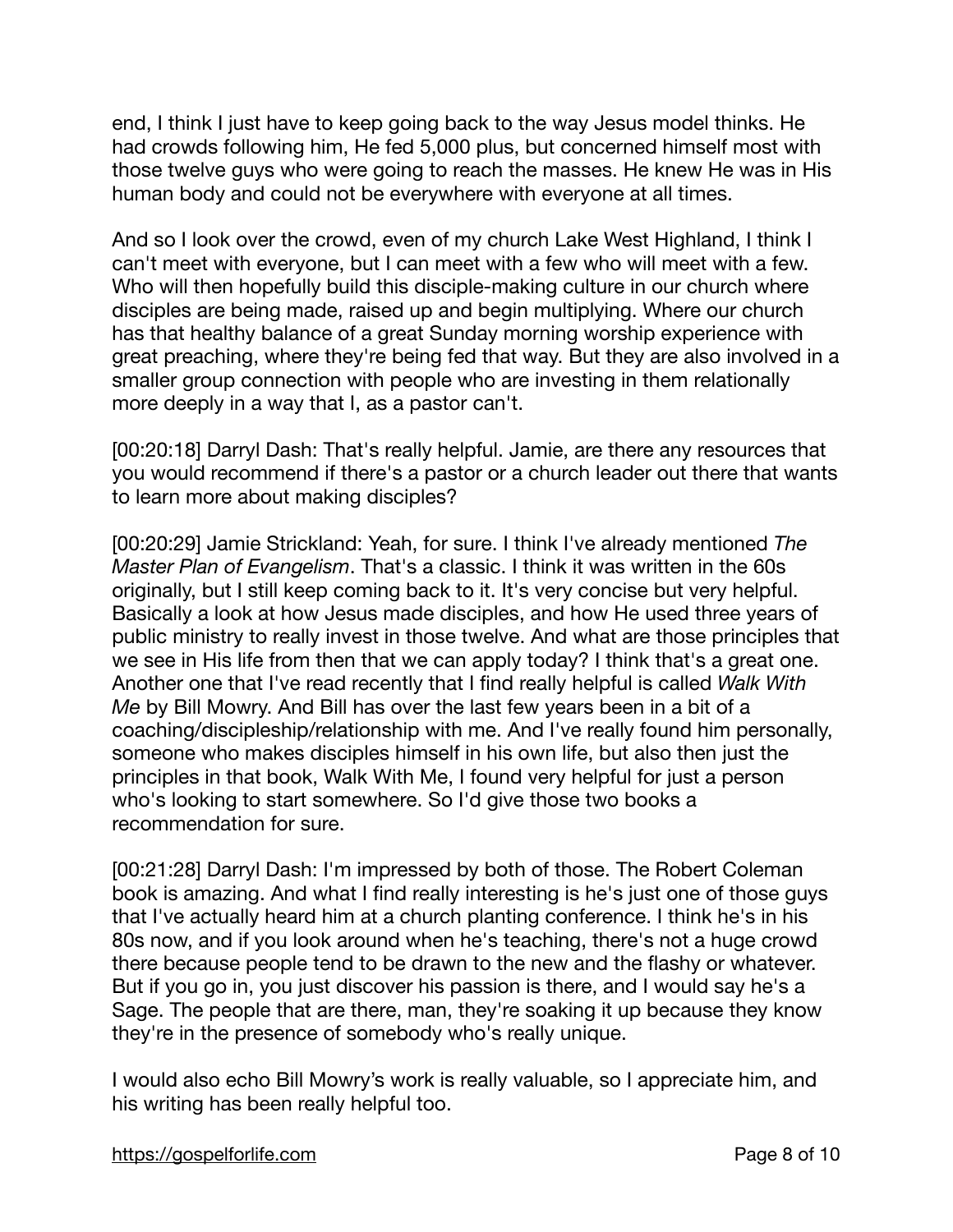end, I think I just have to keep going back to the way Jesus model thinks. He had crowds following him, He fed 5,000 plus, but concerned himself most with those twelve guys who were going to reach the masses. He knew He was in His human body and could not be everywhere with everyone at all times.

And so I look over the crowd, even of my church Lake West Highland, I think I can't meet with everyone, but I can meet with a few who will meet with a few. Who will then hopefully build this disciple-making culture in our church where disciples are being made, raised up and begin multiplying. Where our church has that healthy balance of a great Sunday morning worship experience with great preaching, where they're being fed that way. But they are also involved in a smaller group connection with people who are investing in them relationally more deeply in a way that I, as a pastor can't.

[00:20:18] Darryl Dash: That's really helpful. Jamie, are there any resources that you would recommend if there's a pastor or a church leader out there that wants to learn more about making disciples?

[00:20:29] Jamie Strickland: Yeah, for sure. I think I've already mentioned *The Master Plan of Evangelism*. That's a classic. I think it was written in the 60s originally, but I still keep coming back to it. It's very concise but very helpful. Basically a look at how Jesus made disciples, and how He used three years of public ministry to really invest in those twelve. And what are those principles that we see in His life from then that we can apply today? I think that's a great one. Another one that I've read recently that I find really helpful is called *Walk With Me* by Bill Mowry. And Bill has over the last few years been in a bit of a coaching/discipleship/relationship with me. And I've really found him personally, someone who makes disciples himself in his own life, but also then just the principles in that book, Walk With Me, I found very helpful for just a person who's looking to start somewhere. So I'd give those two books a recommendation for sure.

[00:21:28] Darryl Dash: I'm impressed by both of those. The Robert Coleman book is amazing. And what I find really interesting is he's just one of those guys that I've actually heard him at a church planting conference. I think he's in his 80s now, and if you look around when he's teaching, there's not a huge crowd there because people tend to be drawn to the new and the flashy or whatever. But if you go in, you just discover his passion is there, and I would say he's a Sage. The people that are there, man, they're soaking it up because they know they're in the presence of somebody who's really unique.

I would also echo Bill Mowry's work is really valuable, so I appreciate him, and his writing has been really helpful too.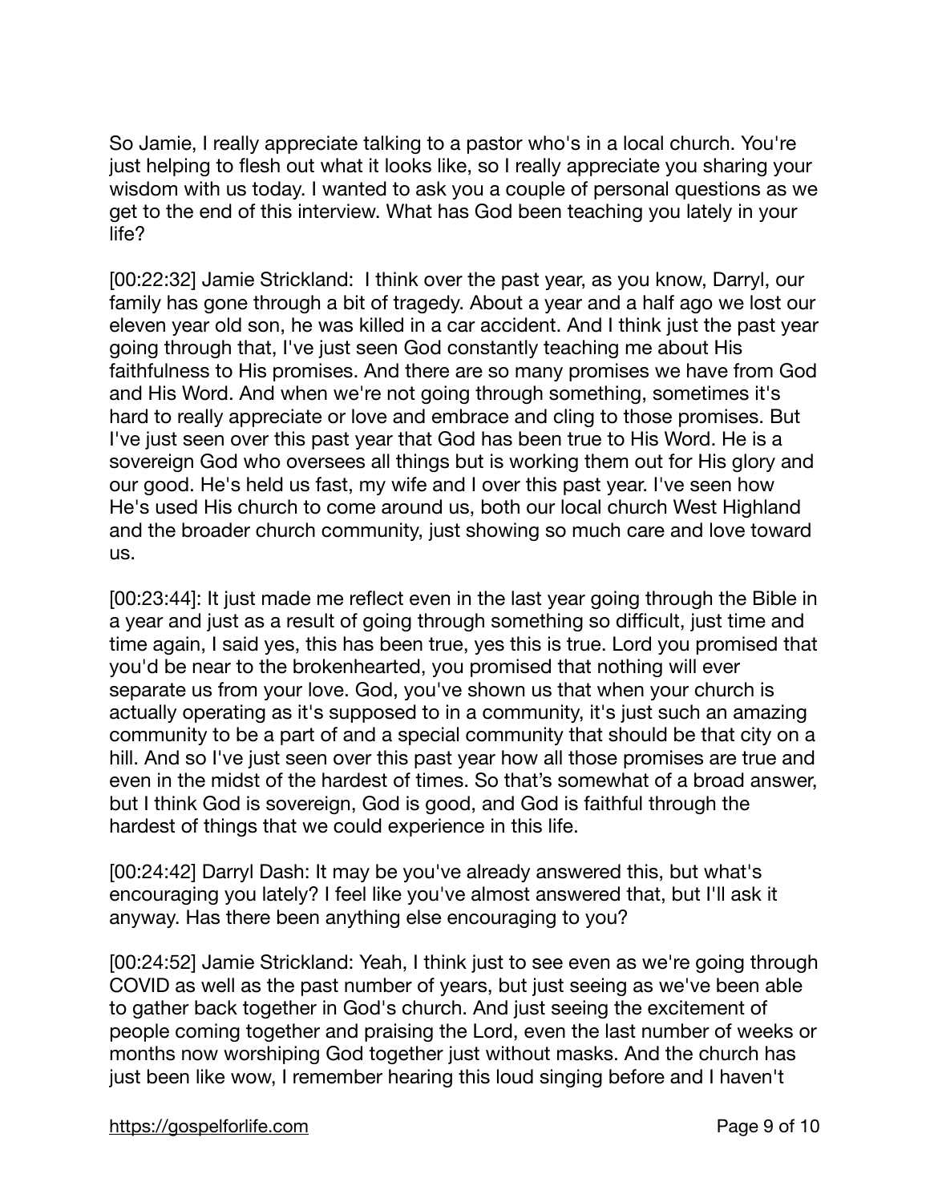So Jamie, I really appreciate talking to a pastor who's in a local church. You're just helping to flesh out what it looks like, so I really appreciate you sharing your wisdom with us today. I wanted to ask you a couple of personal questions as we get to the end of this interview. What has God been teaching you lately in your life?

[00:22:32] Jamie Strickland: I think over the past year, as you know, Darryl, our family has gone through a bit of tragedy. About a year and a half ago we lost our eleven year old son, he was killed in a car accident. And I think just the past year going through that, I've just seen God constantly teaching me about His faithfulness to His promises. And there are so many promises we have from God and His Word. And when we're not going through something, sometimes it's hard to really appreciate or love and embrace and cling to those promises. But I've just seen over this past year that God has been true to His Word. He is a sovereign God who oversees all things but is working them out for His glory and our good. He's held us fast, my wife and I over this past year. I've seen how He's used His church to come around us, both our local church West Highland and the broader church community, just showing so much care and love toward us.

[00:23:44]: It just made me reflect even in the last year going through the Bible in a year and just as a result of going through something so difficult, just time and time again, I said yes, this has been true, yes this is true. Lord you promised that you'd be near to the brokenhearted, you promised that nothing will ever separate us from your love. God, you've shown us that when your church is actually operating as it's supposed to in a community, it's just such an amazing community to be a part of and a special community that should be that city on a hill. And so I've just seen over this past year how all those promises are true and even in the midst of the hardest of times. So that's somewhat of a broad answer, but I think God is sovereign, God is good, and God is faithful through the hardest of things that we could experience in this life.

[00:24:42] Darryl Dash: It may be you've already answered this, but what's encouraging you lately? I feel like you've almost answered that, but I'll ask it anyway. Has there been anything else encouraging to you?

[00:24:52] Jamie Strickland: Yeah, I think just to see even as we're going through COVID as well as the past number of years, but just seeing as we've been able to gather back together in God's church. And just seeing the excitement of people coming together and praising the Lord, even the last number of weeks or months now worshiping God together just without masks. And the church has just been like wow, I remember hearing this loud singing before and I haven't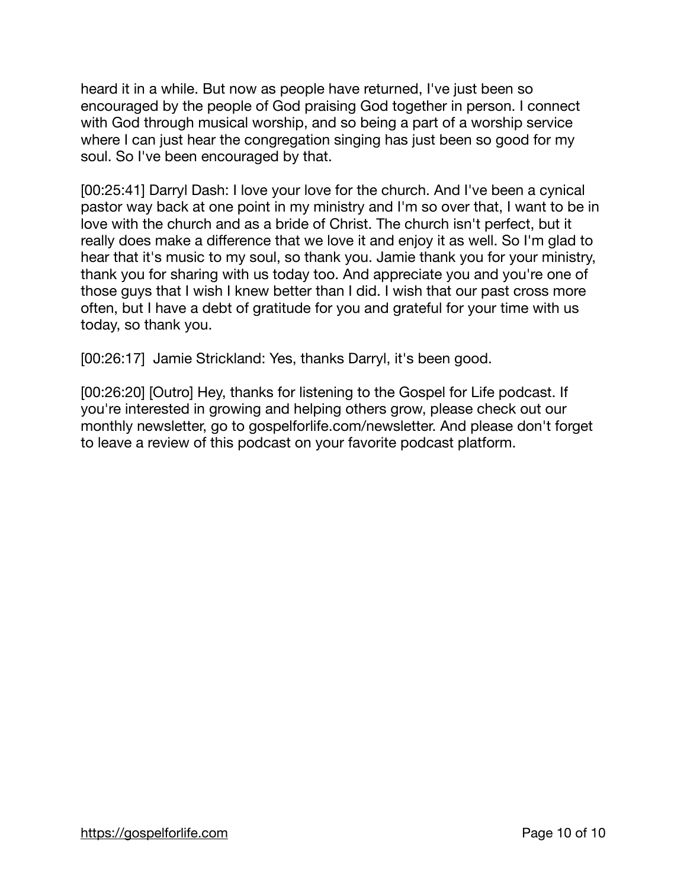heard it in a while. But now as people have returned, I've just been so encouraged by the people of God praising God together in person. I connect with God through musical worship, and so being a part of a worship service where I can just hear the congregation singing has just been so good for my soul. So I've been encouraged by that.

[00:25:41] Darryl Dash: I love your love for the church. And I've been a cynical pastor way back at one point in my ministry and I'm so over that, I want to be in love with the church and as a bride of Christ. The church isn't perfect, but it really does make a difference that we love it and enjoy it as well. So I'm glad to hear that it's music to my soul, so thank you. Jamie thank you for your ministry, thank you for sharing with us today too. And appreciate you and you're one of those guys that I wish I knew better than I did. I wish that our past cross more often, but I have a debt of gratitude for you and grateful for your time with us today, so thank you.

[00:26:17] Jamie Strickland: Yes, thanks Darryl, it's been good.

[00:26:20] [Outro] Hey, thanks for listening to the Gospel for Life podcast. If you're interested in growing and helping others grow, please check out our monthly newsletter, go to gospelforlife.com/newsletter. And please don't forget to leave a review of this podcast on your favorite podcast platform.